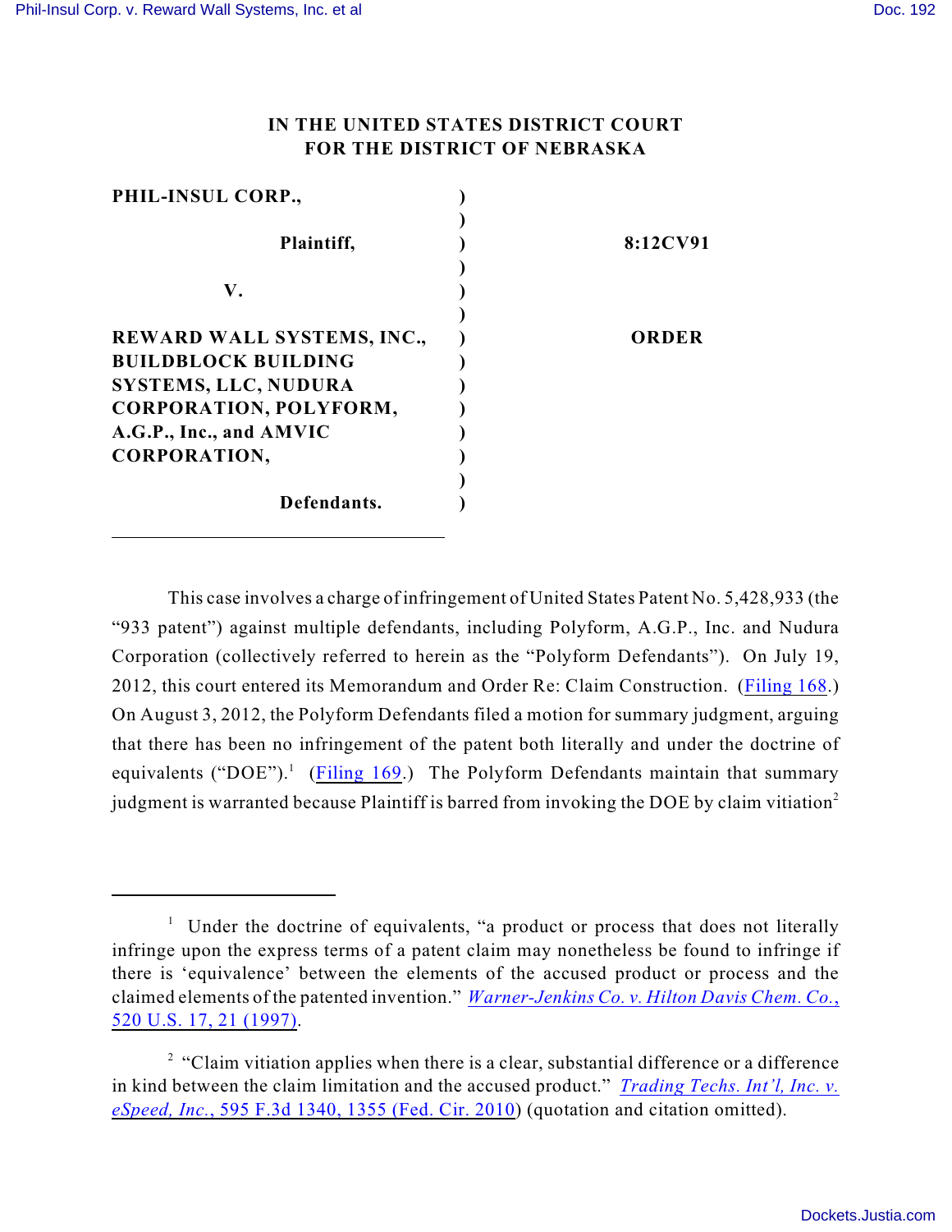# IN THE UNITED STATES DISTRICT COURT FOR THE DISTRICT OF NEBRASKA

| | | |
|---|---|---|
| **PHIL-INSUL CORP.,** | ) | |
| | ) | |
| **Plaintiff,** | ) | **8:12CV91** |
| | ) | |
| **V.** | ) | |
| | ) | |
| **REWARD WALL SYSTEMS, INC., BUILDBLOCK BUILDING SYSTEMS, LLC, NUDURA CORPORATION, POLYFORM, A.G.P., Inc., and AMVIC CORPORATION,** | ) | **ORDER** |
| | ) | |
| **Defendants.** | ) | |

This case involves a charge of infringement of United States Patent No. 5,428,933 (the "933 patent") against multiple defendants, including Polyform, A.G.P., Inc. and Nudura Corporation (collectively referred to herein as the "Polyform Defendants"). On July 19, 2012, this court entered its Memorandum and Order Re: Claim Construction. (Filing 168.) On August 3, 2012, the Polyform Defendants filed a motion for summary judgment, arguing that there has been no infringement of the patent both literally and under the doctrine of equivalents ("DOE").[1] (Filing 169.) The Polyform Defendants maintain that summary judgment is warranted because Plaintiff is barred from invoking the DOE by claim vitiation[2]

---

[1] Under the doctrine of equivalents, "a product or process that does not literally infringe upon the express terms of a patent claim may nonetheless be found to infringe if there is 'equivalence' between the elements of the accused product or process and the claimed elements of the patented invention." *Warner-Jenkins Co. v. Hilton Davis Chem. Co.*, 520 U.S. 17, 21 (1997).

[2] "Claim vitiation applies when there is a clear, substantial difference or a difference in kind between the claim limitation and the accused product." *Trading Techs. Int'l, Inc. v. eSpeed, Inc.*, 595 F.3d 1340, 1355 (Fed. Cir. 2010) (quotation and citation omitted).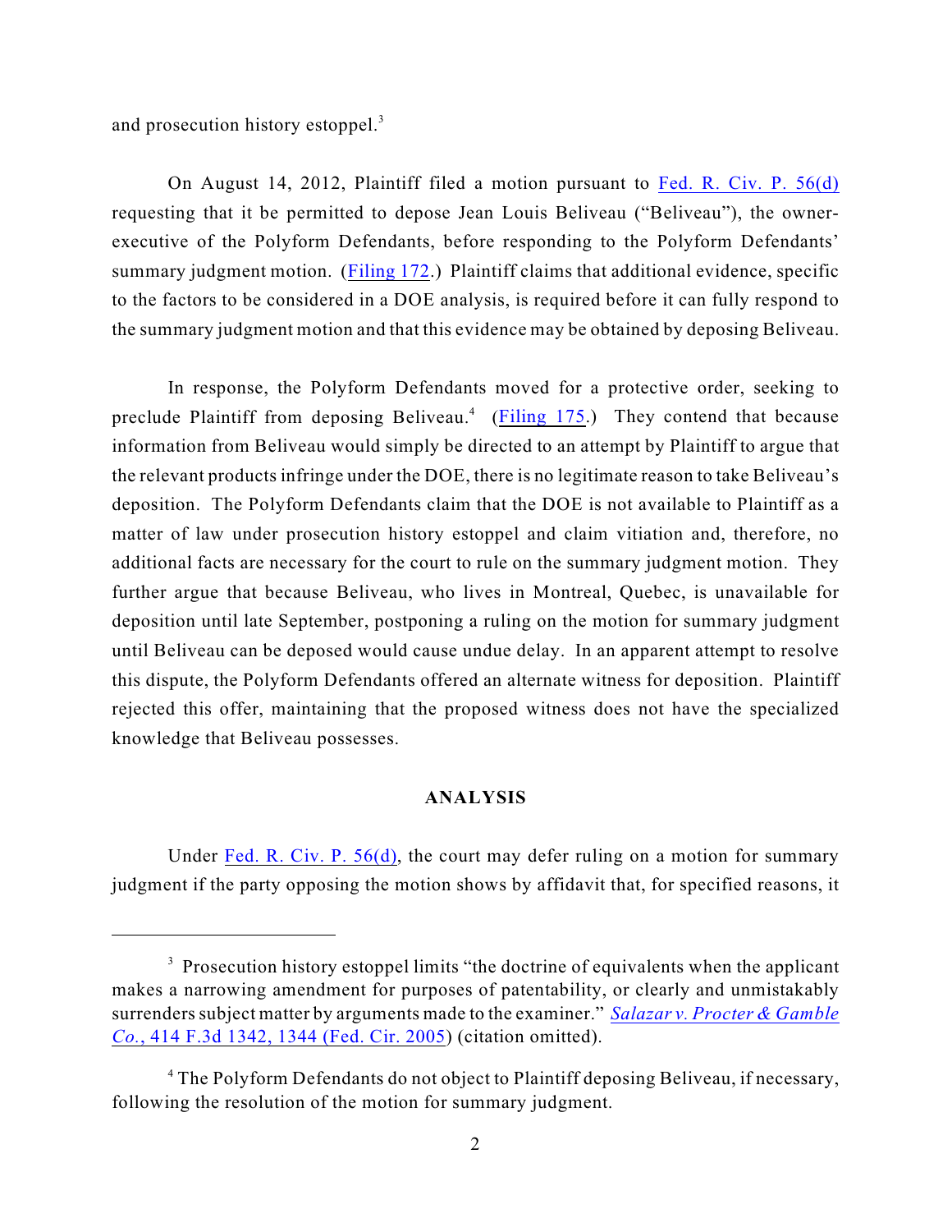and prosecution history estoppel.[3]

On August 14, 2012, Plaintiff filed a motion pursuant to Fed. R. Civ. P. 56(d) requesting that it be permitted to depose Jean Louis Beliveau ("Beliveau"), the owner-executive of the Polyform Defendants, before responding to the Polyform Defendants' summary judgment motion. (Filing 172.) Plaintiff claims that additional evidence, specific to the factors to be considered in a DOE analysis, is required before it can fully respond to the summary judgment motion and that this evidence may be obtained by deposing Beliveau.

In response, the Polyform Defendants moved for a protective order, seeking to preclude Plaintiff from deposing Beliveau.[4] (Filing 175.) They contend that because information from Beliveau would simply be directed to an attempt by Plaintiff to argue that the relevant products infringe under the DOE, there is no legitimate reason to take Beliveau's deposition. The Polyform Defendants claim that the DOE is not available to Plaintiff as a matter of law under prosecution history estoppel and claim vitiation and, therefore, no additional facts are necessary for the court to rule on the summary judgment motion. They further argue that because Beliveau, who lives in Montreal, Quebec, is unavailable for deposition until late September, postponing a ruling on the motion for summary judgment until Beliveau can be deposed would cause undue delay. In an apparent attempt to resolve this dispute, the Polyform Defendants offered an alternate witness for deposition. Plaintiff rejected this offer, maintaining that the proposed witness does not have the specialized knowledge that Beliveau possesses.

## ANALYSIS

Under Fed. R. Civ. P. 56(d), the court may defer ruling on a motion for summary judgment if the party opposing the motion shows by affidavit that, for specified reasons, it

---

[3] Prosecution history estoppel limits "the doctrine of equivalents when the applicant makes a narrowing amendment for purposes of patentability, or clearly and unmistakably surrenders subject matter by arguments made to the examiner." *Salazar v. Procter & Gamble Co.*, 414 F.3d 1342, 1344 (Fed. Cir. 2005) (citation omitted).

[4] The Polyform Defendants do not object to Plaintiff deposing Beliveau, if necessary, following the resolution of the motion for summary judgment.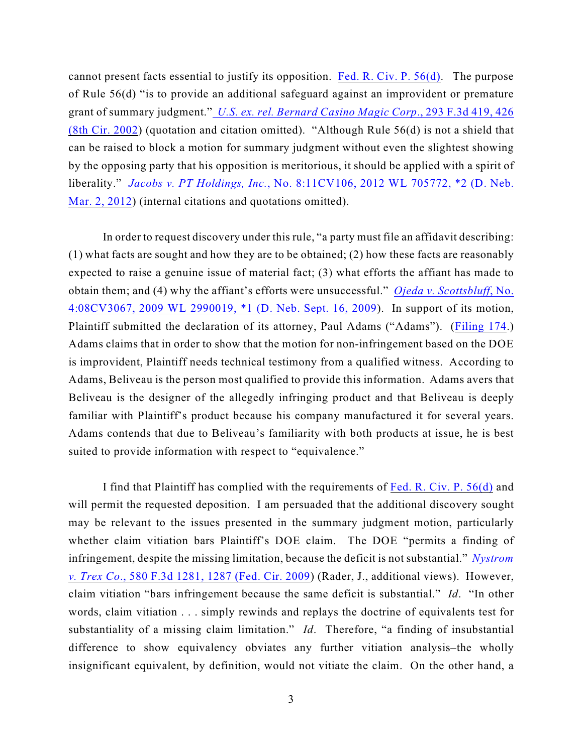cannot present facts essential to justify its opposition. Fed. R. Civ. P. 56(d). The purpose of Rule 56(d) "is to provide an additional safeguard against an improvident or premature grant of summary judgment." *U.S. ex. rel. Bernard Casino Magic Corp*., 293 F.3d 419, 426 (8th Cir. 2002) (quotation and citation omitted). "Although Rule 56(d) is not a shield that can be raised to block a motion for summary judgment without even the slightest showing by the opposing party that his opposition is meritorious, it should be applied with a spirit of liberality." *Jacobs v. PT Holdings, Inc.*, No. 8:11CV106, 2012 WL 705772, *2 (D. Neb. Mar. 2, 2012) (internal citations and quotations omitted).

In order to request discovery under this rule, "a party must file an affidavit describing: (1) what facts are sought and how they are to be obtained; (2) how these facts are reasonably expected to raise a genuine issue of material fact; (3) what efforts the affiant has made to obtain them; and (4) why the affiant's efforts were unsuccessful." *Ojeda v. Scottsbluff*, No. 4:08CV3067, 2009 WL 2990019, *1 (D. Neb. Sept. 16, 2009). In support of its motion, Plaintiff submitted the declaration of its attorney, Paul Adams ("Adams"). (Filing 174.) Adams claims that in order to show that the motion for non-infringement based on the DOE is improvident, Plaintiff needs technical testimony from a qualified witness. According to Adams, Beliveau is the person most qualified to provide this information. Adams avers that Beliveau is the designer of the allegedly infringing product and that Beliveau is deeply familiar with Plaintiff's product because his company manufactured it for several years. Adams contends that due to Beliveau's familiarity with both products at issue, he is best suited to provide information with respect to "equivalence."

I find that Plaintiff has complied with the requirements of Fed. R. Civ. P. 56(d) and will permit the requested deposition. I am persuaded that the additional discovery sought may be relevant to the issues presented in the summary judgment motion, particularly whether claim vitiation bars Plaintiff's DOE claim. The DOE "permits a finding of infringement, despite the missing limitation, because the deficit is not substantial." *Nystrom v. Trex Co*., 580 F.3d 1281, 1287 (Fed. Cir. 2009) (Rader, J., additional views). However, claim vitiation "bars infringement because the same deficit is substantial." *Id*. "In other words, claim vitiation . . . simply rewinds and replays the doctrine of equivalents test for substantiality of a missing claim limitation." *Id*. Therefore, "a finding of insubstantial difference to show equivalency obviates any further vitiation analysis–the wholly insignificant equivalent, by definition, would not vitiate the claim. On the other hand, a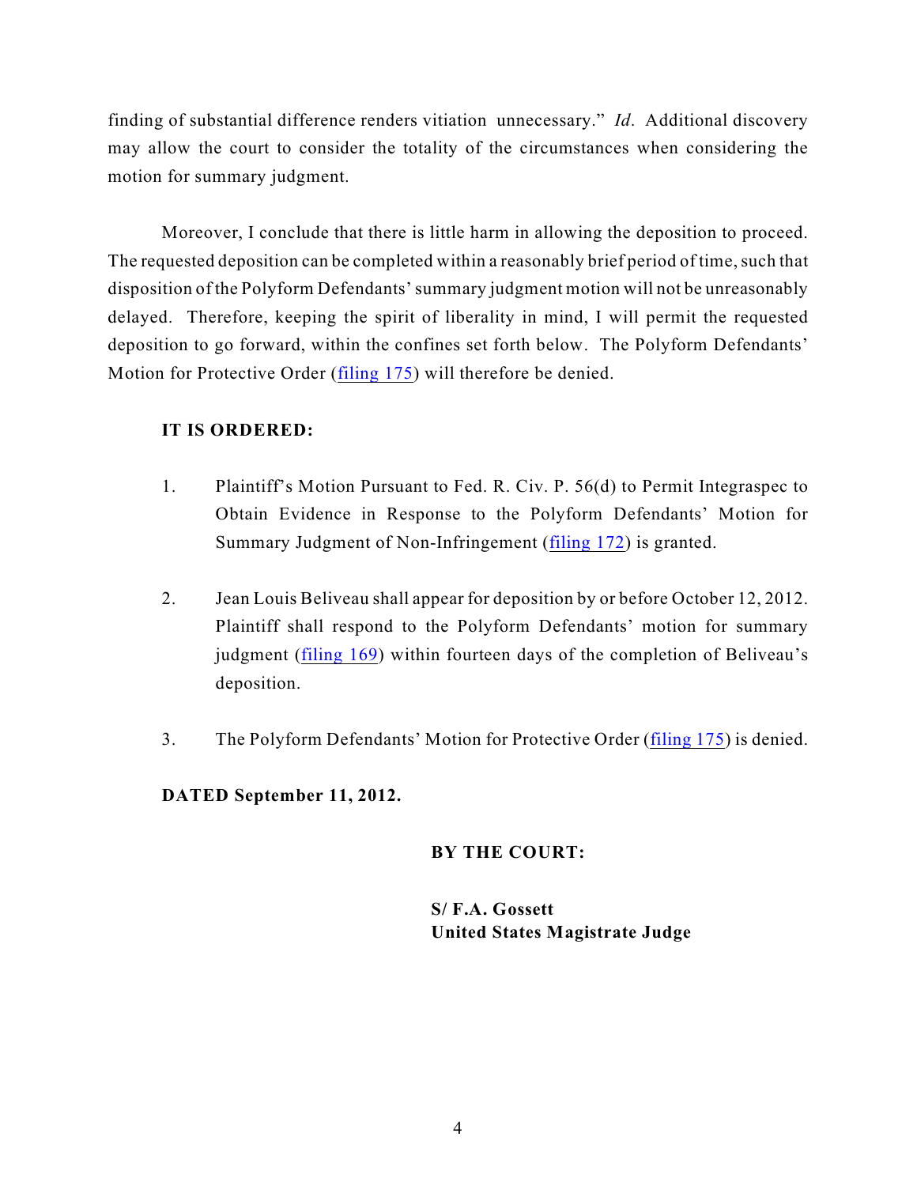finding of substantial difference renders vitiation unnecessary." *Id*. Additional discovery may allow the court to consider the totality of the circumstances when considering the motion for summary judgment.

Moreover, I conclude that there is little harm in allowing the deposition to proceed. The requested deposition can be completed within a reasonably brief period of time, such that disposition of the Polyform Defendants' summary judgment motion will not be unreasonably delayed. Therefore, keeping the spirit of liberality in mind, I will permit the requested deposition to go forward, within the confines set forth below. The Polyform Defendants' Motion for Protective Order (filing 175) will therefore be denied.

**IT IS ORDERED:**

1. Plaintiff's Motion Pursuant to Fed. R. Civ. P. 56(d) to Permit Integraspec to Obtain Evidence in Response to the Polyform Defendants' Motion for Summary Judgment of Non-Infringement (filing 172) is granted.

2. Jean Louis Beliveau shall appear for deposition by or before October 12, 2012. Plaintiff shall respond to the Polyform Defendants' motion for summary judgment (filing 169) within fourteen days of the completion of Beliveau's deposition.

3. The Polyform Defendants' Motion for Protective Order (filing 175) is denied.

**DATED September 11, 2012.**

**BY THE COURT:**

**S/ F.A. Gossett**
**United States Magistrate Judge**